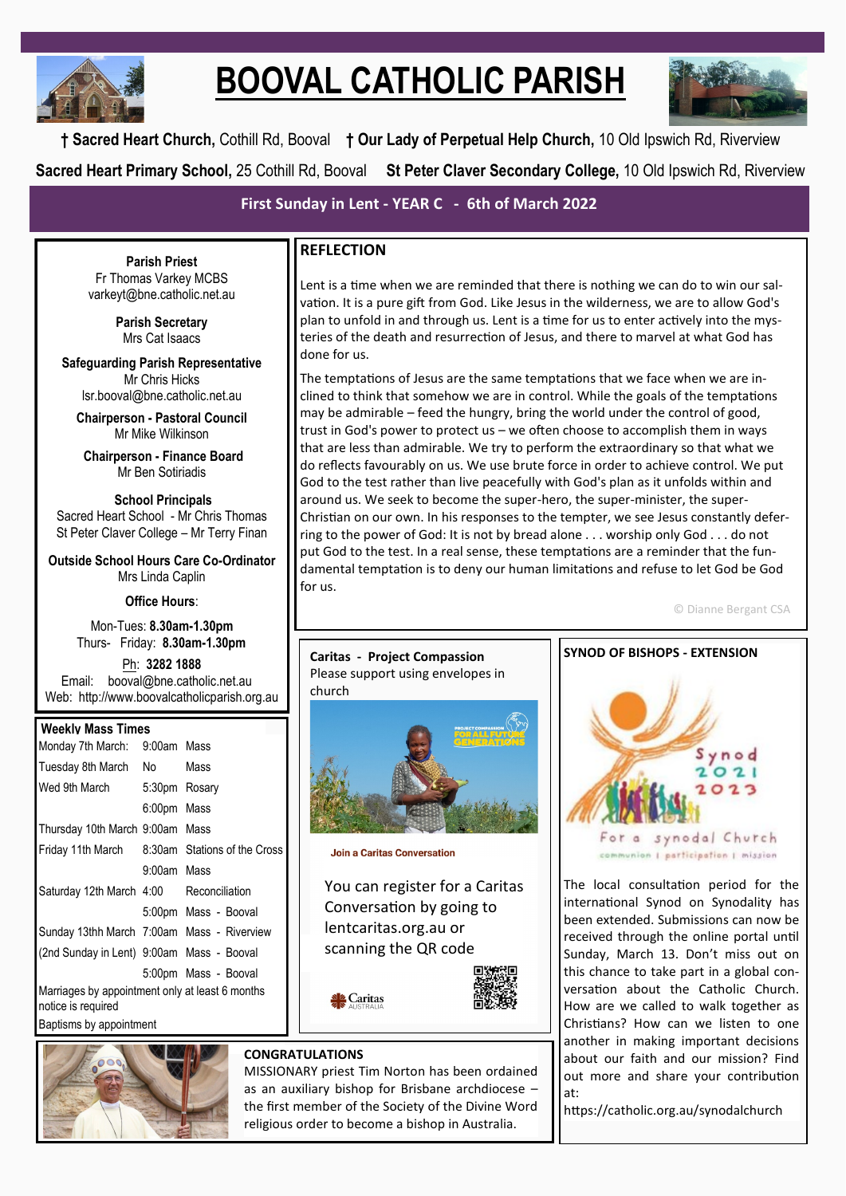# BOOVAL CATHOLIC PARISH

**† Sacred Heart Church,** Cothill Rd, Booval **† Our Lady of Perpetual Help Church,** 10 Old Ipswich Rd, Riverview

**Sacred Heart Primary School,** 25 Cothill Rd, Booval **St Peter Claver Secondary College,** 10 Old Ipswich Rd, Riverview

**First Sunday in Lent - YEAR C - 6th of March 2022**

**Parish Priest**
Fr Thomas Varkey MCBS
varkeyt@bne.catholic.net.au

**Parish Secretary**
Mrs Cat Isaacs

**Safeguarding Parish Representative**
Mr Chris Hicks
lsr.booval@bne.catholic.net.au

**Chairperson - Pastoral Council**
Mr Mike Wilkinson

**Chairperson - Finance Board**
Mr Ben Sotiriadis

**School Principals**
Sacred Heart School - Mr Chris Thomas
St Peter Claver College – Mr Terry Finan

**Outside School Hours Care Co-Ordinator**
Mrs Linda Caplin

**Office Hours**:

Mon-Tues: **8.30am-1.30pm**
Thurs- Friday: **8.30am-1.30pm**

Ph: **3282 1888**
Email: booval@bne.catholic.net.au
Web: http://www.boovalcatholicparish.org.au

**Weekly Mass Times**

| | | |
|---|---|---|
| Monday 7th March: | 9:00am | Mass |
| Tuesday 8th March | No | Mass |
| Wed 9th March | 5:30pm | Rosary |
| | 6:00pm | Mass |
| Thursday 10th March | 9:00am | Mass |
| Friday 11th March | 8:30am | Stations of the Cross |
| | 9:00am | Mass |
| Saturday 12th March | 4:00 | Reconciliation |
| | 5:00pm | Mass - Booval |
| Sunday 13th March | 7:00am | Mass - Riverview |
| (2nd Sunday in Lent) | 9:00am | Mass - Booval |
| | 5:00pm | Mass - Booval |

Marriages by appointment only at least 6 months notice is required

Baptisms by appointment

## REFLECTION

Lent is a time when we are reminded that there is nothing we can do to win our salvation. It is a pure gift from God. Like Jesus in the wilderness, we are to allow God's plan to unfold in and through us. Lent is a time for us to enter actively into the mysteries of the death and resurrection of Jesus, and there to marvel at what God has done for us.

The temptations of Jesus are the same temptations that we face when we are inclined to think that somehow we are in control. While the goals of the temptations may be admirable – feed the hungry, bring the world under the control of good, trust in God's power to protect us – we often choose to accomplish them in ways that are less than admirable. We try to perform the extraordinary so that what we do reflects favourably on us. We use brute force in order to achieve control. We put God to the test rather than live peacefully with God's plan as it unfolds within and around us. We seek to become the super-hero, the super-minister, the super-Christian on our own. In his responses to the tempter, we see Jesus constantly deferring to the power of God: It is not by bread alone . . . worship only God . . . do not put God to the test. In a real sense, these temptations are a reminder that the fundamental temptation is to deny our human limitations and refuse to let God be God for us.

© Dianne Bergant CSA

**Caritas - Project Compassion**
Please support using envelopes in church

**Join a Caritas Conversation**

You can register for a Caritas Conversation by going to lentcaritas.org.au or scanning the QR code

Caritas AUSTRALIA

**SYNOD OF BISHOPS - EXTENSION**

Synod 2021 2023
For a synodal Church
communion | participation | mission

The local consultation period for the international Synod on Synodality has been extended. Submissions can now be received through the online portal until Sunday, March 13. Don't miss out on this chance to take part in a global conversation about the Catholic Church. How are we called to walk together as Christians? How can we listen to one another in making important decisions about our faith and our mission? Find out more and share your contribution at:

https://catholic.org.au/synodalchurch

**CONGRATULATIONS**

MISSIONARY priest Tim Norton has been ordained as an auxiliary bishop for Brisbane archdiocese – the first member of the Society of the Divine Word religious order to become a bishop in Australia.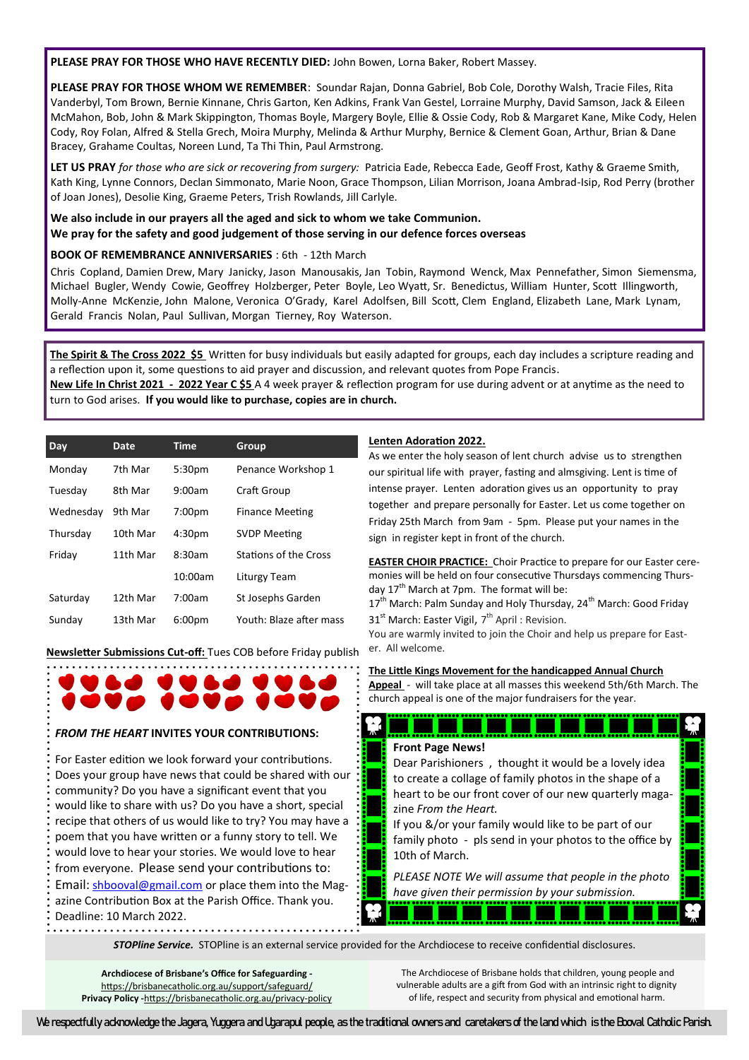**PLEASE PRAY FOR THOSE WHO HAVE RECENTLY DIED:** John Bowen, Lorna Baker, Robert Massey.

**PLEASE PRAY FOR THOSE WHOM WE REMEMBER**: Soundar Rajan, Donna Gabriel, Bob Cole, Dorothy Walsh, Tracie Files, Rita Vanderbyl, Tom Brown, Bernie Kinnane, Chris Garton, Ken Adkins, Frank Van Gestel, Lorraine Murphy, David Samson, Jack & Eileen McMahon, Bob, John & Mark Skippington, Thomas Boyle, Margery Boyle, Ellie & Ossie Cody, Rob & Margaret Kane, Mike Cody, Helen Cody, Roy Folan, Alfred & Stella Grech, Moira Murphy, Melinda & Arthur Murphy, Bernice & Clement Goan, Arthur, Brian & Dane Bracey, Grahame Coultas, Noreen Lund, Ta Thi Thin, Paul Armstrong.

**LET US PRAY** *for those who are sick or recovering from surgery:* Patricia Eade, Rebecca Eade, Geoff Frost, Kathy & Graeme Smith, Kath King, Lynne Connors, Declan Simmonato, Marie Noon, Grace Thompson, Lilian Morrison, Joana Ambrad-Isip, Rod Perry (brother of Joan Jones), Desolie King, Graeme Peters, Trish Rowlands, Jill Carlyle.

**We also include in our prayers all the aged and sick to whom we take Communion.**
**We pray for the safety and good judgement of those serving in our defence forces overseas**

**BOOK OF REMEMBRANCE ANNIVERSARIES** : 6th - 12th March

Chris Copland, Damien Drew, Mary Janicky, Jason Manousakis, Jan Tobin, Raymond Wenck, Max Pennefather, Simon Siemensma, Michael Bugler, Wendy Cowie, Geoffrey Holzberger, Peter Boyle, Leo Wyatt, Sr. Benedictus, William Hunter, Scott Illingworth, Molly-Anne McKenzie, John Malone, Veronica O'Grady, Karel Adolfsen, Bill Scott, Clem England, Elizabeth Lane, Mark Lynam, Gerald Francis Nolan, Paul Sullivan, Morgan Tierney, Roy Waterson.

**The Spirit & The Cross 2022 $5** Written for busy individuals but easily adapted for groups, each day includes a scripture reading and a reflection upon it, some questions to aid prayer and discussion, and relevant quotes from Pope Francis.
**New Life In Christ 2021 - 2022 Year C $5** A 4 week prayer & reflection program for use during advent or at anytime as the need to turn to God arises. **If you would like to purchase, copies are in church.**

| Day | Date | Time | Group |
|---|---|---|---|
| Monday | 7th Mar | 5:30pm | Penance Workshop 1 |
| Tuesday | 8th Mar | 9:00am | Craft Group |
| Wednesday | 9th Mar | 7:00pm | Finance Meeting |
| Thursday | 10th Mar | 4:30pm | SVDP Meeting |
| Friday | 11th Mar | 8:30am | Stations of the Cross |
| | | 10:00am | Liturgy Team |
| Saturday | 12th Mar | 7:00am | St Josephs Garden |
| Sunday | 13th Mar | 6:00pm | Youth: Blaze after mass |

**Newsletter Submissions Cut-off:** Tues COB before Friday publish

***FROM THE HEART*** **INVITES YOUR CONTRIBUTIONS:**

For Easter edition we look forward your contributions. Does your group have news that could be shared with our community? Do you have a significant event that you would like to share with us? Do you have a short, special recipe that others of us would like to try? You may have a poem that you have written or a funny story to tell. We would love to hear your stories. We would love to hear from everyone. Please send your contributions to: Email: shbooval@gmail.com or place them into the Magazine Contribution Box at the Parish Office. Thank you. Deadline: 10 March 2022.

**Lenten Adoration 2022.**

As we enter the holy season of lent church advise us to strengthen our spiritual life with prayer, fasting and almsgiving. Lent is time of intense prayer. Lenten adoration gives us an opportunity to pray together and prepare personally for Easter. Let us come together on Friday 25th March from 9am - 5pm. Please put your names in the sign in register kept in front of the church.

**EASTER CHOIR PRACTICE:** Choir Practice to prepare for our Easter ceremonies will be held on four consecutive Thursdays commencing Thursday 17th March at 7pm. The format will be:
17th March: Palm Sunday and Holy Thursday, 24th March: Good Friday
31st March: Easter Vigil, 7th April : Revision.
You are warmly invited to join the Choir and help us prepare for Easter. All welcome.

**The Little Kings Movement for the handicapped Annual Church Appeal** - will take place at all masses this weekend 5th/6th March. The church appeal is one of the major fundraisers for the year.

**Front Page News!**

Dear Parishioners , thought it would be a lovely idea to create a collage of family photos in the shape of a heart to be our front cover of our new quarterly magazine *From the Heart.*
If you &/or your family would like to be part of our family photo - pls send in your photos to the office by 10th of March.

*PLEASE NOTE We will assume that people in the photo have given their permission by your submission.*

***STOPline Service.*** STOPline is an external service provided for the Archdiocese to receive confidential disclosures.

**Archdiocese of Brisbane's Office for Safeguarding -**
https://brisbanecatholic.org.au/support/safeguard/
**Privacy Policy -**https://brisbanecatholic.org.au/privacy-policy

The Archdiocese of Brisbane holds that children, young people and vulnerable adults are a gift from God with an intrinsic right to dignity of life, respect and security from physical and emotional harm.

We respectfully acknowledge the Jagera, Yuggera and Ugarapul people, as the traditional owners and caretakers of the land which is the Booval Catholic Parish.